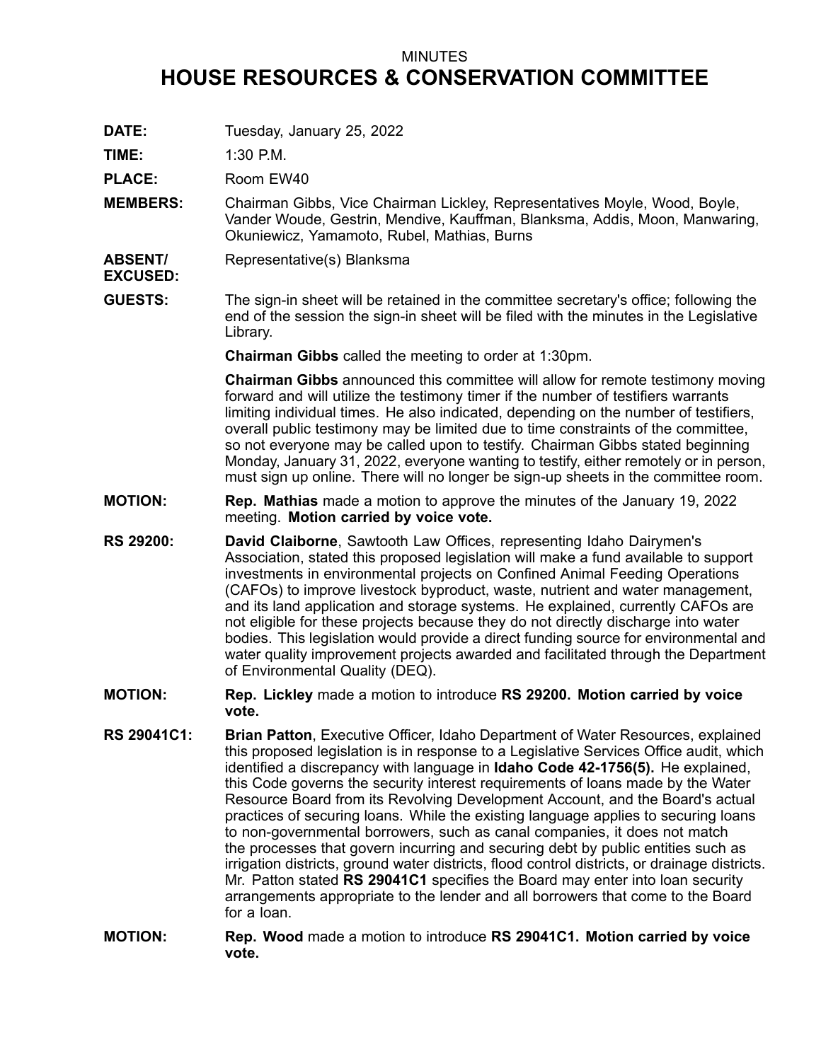MINUTES

# HOUSE RESOURCES & CONSERVATION COMMITTEE

**DATE:** Tuesday, January 25, 2022

**TIME:** 1:30 P.M.

**PLACE:** Room EW40

**MEMBERS:** Chairman Gibbs, Vice Chairman Lickley, Representatives Moyle, Wood, Boyle, Vander Woude, Gestrin, Mendive, Kauffman, Blanksma, Addis, Moon, Manwaring, Okuniewicz, Yamamoto, Rubel, Mathias, Burns

**ABSENT/ EXCUSED:** Representative(s) Blanksma

**GUESTS:** The sign-in sheet will be retained in the committee secretary's office; following the end of the session the sign-in sheet will be filed with the minutes in the Legislative Library.

**Chairman Gibbs** called the meeting to order at 1:30pm.

**Chairman Gibbs** announced this committee will allow for remote testimony moving forward and will utilize the testimony timer if the number of testifiers warrants limiting individual times. He also indicated, depending on the number of testifiers, overall public testimony may be limited due to time constraints of the committee, so not everyone may be called upon to testify. Chairman Gibbs stated beginning Monday, January 31, 2022, everyone wanting to testify, either remotely or in person, must sign up online. There will no longer be sign-up sheets in the committee room.

**MOTION:** **Rep. Mathias** made a motion to approve the minutes of the January 19, 2022 meeting. **Motion carried by voice vote.**

**RS 29200:** **David Claiborne**, Sawtooth Law Offices, representing Idaho Dairymen's Association, stated this proposed legislation will make a fund available to support investments in environmental projects on Confined Animal Feeding Operations (CAFOs) to improve livestock byproduct, waste, nutrient and water management, and its land application and storage systems. He explained, currently CAFOs are not eligible for these projects because they do not directly discharge into water bodies. This legislation would provide a direct funding source for environmental and water quality improvement projects awarded and facilitated through the Department of Environmental Quality (DEQ).

**MOTION:** **Rep. Lickley** made a motion to introduce **RS 29200. Motion carried by voice vote.**

**RS 29041C1:** **Brian Patton**, Executive Officer, Idaho Department of Water Resources, explained this proposed legislation is in response to a Legislative Services Office audit, which identified a discrepancy with language in **Idaho Code 42-1756(5).** He explained, this Code governs the security interest requirements of loans made by the Water Resource Board from its Revolving Development Account, and the Board's actual practices of securing loans. While the existing language applies to securing loans to non-governmental borrowers, such as canal companies, it does not match the processes that govern incurring and securing debt by public entities such as irrigation districts, ground water districts, flood control districts, or drainage districts. Mr. Patton stated **RS 29041C1** specifies the Board may enter into loan security arrangements appropriate to the lender and all borrowers that come to the Board for a loan.

**MOTION:** **Rep. Wood** made a motion to introduce **RS 29041C1. Motion carried by voice vote.**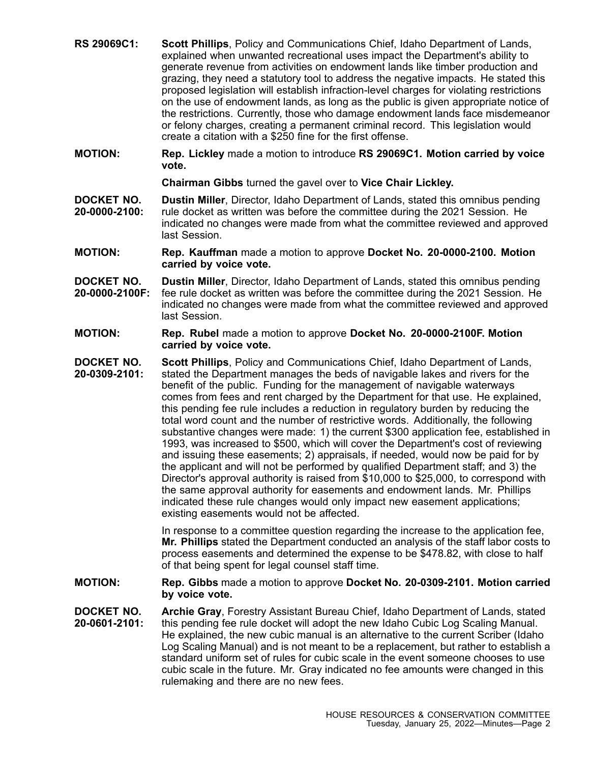**RS 29069C1:** **Scott Phillips**, Policy and Communications Chief, Idaho Department of Lands, explained when unwanted recreational uses impact the Department's ability to generate revenue from activities on endowment lands like timber production and grazing, they need a statutory tool to address the negative impacts. He stated this proposed legislation will establish infraction-level charges for violating restrictions on the use of endowment lands, as long as the public is given appropriate notice of the restrictions. Currently, those who damage endowment lands face misdemeanor or felony charges, creating a permanent criminal record. This legislation would create a citation with a $250 fine for the first offense.

**MOTION:** **Rep. Lickley** made a motion to introduce **RS 29069C1. Motion carried by voice vote.**

**Chairman Gibbs** turned the gavel over to **Vice Chair Lickley.**

**DOCKET NO. 20-0000-2100:** **Dustin Miller**, Director, Idaho Department of Lands, stated this omnibus pending rule docket as written was before the committee during the 2021 Session. He indicated no changes were made from what the committee reviewed and approved last Session.

**MOTION:** **Rep. Kauffman** made a motion to approve **Docket No. 20-0000-2100. Motion carried by voice vote.**

**DOCKET NO. 20-0000-2100F:** **Dustin Miller**, Director, Idaho Department of Lands, stated this omnibus pending fee rule docket as written was before the committee during the 2021 Session. He indicated no changes were made from what the committee reviewed and approved last Session.

**MOTION:** **Rep. Rubel** made a motion to approve **Docket No. 20-0000-2100F. Motion carried by voice vote.**

**DOCKET NO. 20-0309-2101:** **Scott Phillips**, Policy and Communications Chief, Idaho Department of Lands, stated the Department manages the beds of navigable lakes and rivers for the benefit of the public. Funding for the management of navigable waterways comes from fees and rent charged by the Department for that use. He explained, this pending fee rule includes a reduction in regulatory burden by reducing the total word count and the number of restrictive words. Additionally, the following substantive changes were made: 1) the current $300 application fee, established in 1993, was increased to $500, which will cover the Department's cost of reviewing and issuing these easements; 2) appraisals, if needed, would now be paid for by the applicant and will not be performed by qualified Department staff; and 3) the Director's approval authority is raised from $10,000 to $25,000, to correspond with the same approval authority for easements and endowment lands. Mr. Phillips indicated these rule changes would only impact new easement applications; existing easements would not be affected.

In response to a committee question regarding the increase to the application fee, **Mr. Phillips** stated the Department conducted an analysis of the staff labor costs to process easements and determined the expense to be $478.82, with close to half of that being spent for legal counsel staff time.

**MOTION:** **Rep. Gibbs** made a motion to approve **Docket No. 20-0309-2101. Motion carried by voice vote.**

**DOCKET NO. 20-0601-2101:** **Archie Gray**, Forestry Assistant Bureau Chief, Idaho Department of Lands, stated this pending fee rule docket will adopt the new Idaho Cubic Log Scaling Manual. He explained, the new cubic manual is an alternative to the current Scriber (Idaho Log Scaling Manual) and is not meant to be a replacement, but rather to establish a standard uniform set of rules for cubic scale in the event someone chooses to use cubic scale in the future. Mr. Gray indicated no fee amounts were changed in this rulemaking and there are no new fees.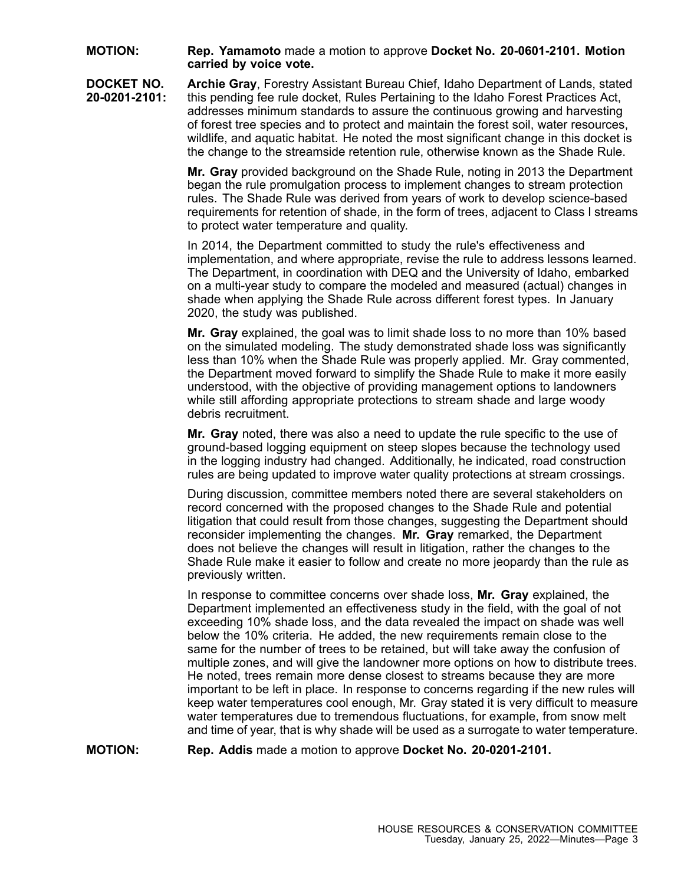**MOTION:** **Rep. Yamamoto** made a motion to approve **Docket No. 20-0601-2101. Motion carried by voice vote.**

**DOCKET NO. 20-0201-2101:** **Archie Gray**, Forestry Assistant Bureau Chief, Idaho Department of Lands, stated this pending fee rule docket, Rules Pertaining to the Idaho Forest Practices Act, addresses minimum standards to assure the continuous growing and harvesting of forest tree species and to protect and maintain the forest soil, water resources, wildlife, and aquatic habitat. He noted the most significant change in this docket is the change to the streamside retention rule, otherwise known as the Shade Rule.

**Mr. Gray** provided background on the Shade Rule, noting in 2013 the Department began the rule promulgation process to implement changes to stream protection rules. The Shade Rule was derived from years of work to develop science-based requirements for retention of shade, in the form of trees, adjacent to Class I streams to protect water temperature and quality.

In 2014, the Department committed to study the rule's effectiveness and implementation, and where appropriate, revise the rule to address lessons learned. The Department, in coordination with DEQ and the University of Idaho, embarked on a multi-year study to compare the modeled and measured (actual) changes in shade when applying the Shade Rule across different forest types. In January 2020, the study was published.

**Mr. Gray** explained, the goal was to limit shade loss to no more than 10% based on the simulated modeling. The study demonstrated shade loss was significantly less than 10% when the Shade Rule was properly applied. Mr. Gray commented, the Department moved forward to simplify the Shade Rule to make it more easily understood, with the objective of providing management options to landowners while still affording appropriate protections to stream shade and large woody debris recruitment.

**Mr. Gray** noted, there was also a need to update the rule specific to the use of ground-based logging equipment on steep slopes because the technology used in the logging industry had changed. Additionally, he indicated, road construction rules are being updated to improve water quality protections at stream crossings.

During discussion, committee members noted there are several stakeholders on record concerned with the proposed changes to the Shade Rule and potential litigation that could result from those changes, suggesting the Department should reconsider implementing the changes. **Mr. Gray** remarked, the Department does not believe the changes will result in litigation, rather the changes to the Shade Rule make it easier to follow and create no more jeopardy than the rule as previously written.

In response to committee concerns over shade loss, **Mr. Gray** explained, the Department implemented an effectiveness study in the field, with the goal of not exceeding 10% shade loss, and the data revealed the impact on shade was well below the 10% criteria. He added, the new requirements remain close to the same for the number of trees to be retained, but will take away the confusion of multiple zones, and will give the landowner more options on how to distribute trees. He noted, trees remain more dense closest to streams because they are more important to be left in place. In response to concerns regarding if the new rules will keep water temperatures cool enough, Mr. Gray stated it is very difficult to measure water temperatures due to tremendous fluctuations, for example, from snow melt and time of year, that is why shade will be used as a surrogate to water temperature.

**MOTION:** **Rep. Addis** made a motion to approve **Docket No. 20-0201-2101.**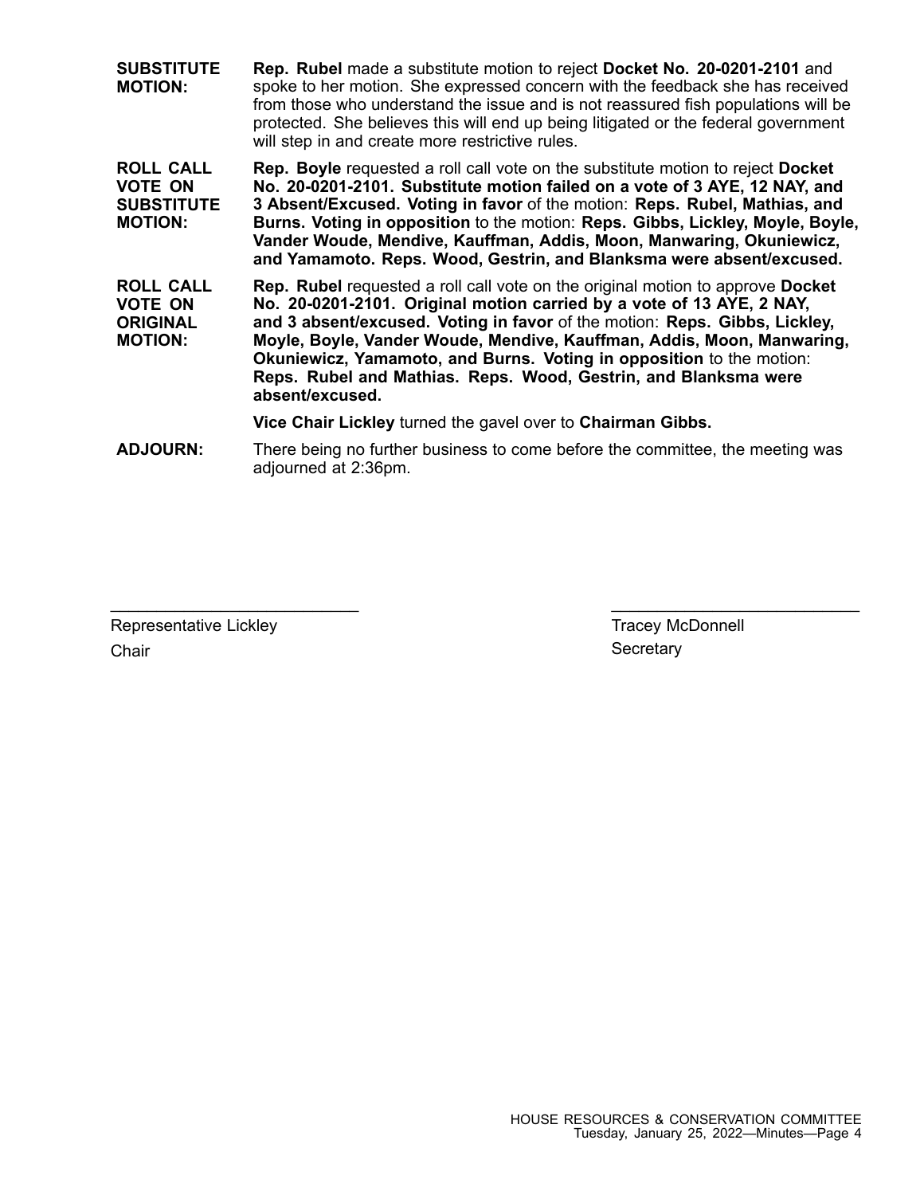**SUBSTITUTE MOTION:** **Rep. Rubel** made a substitute motion to reject **Docket No. 20-0201-2101** and spoke to her motion. She expressed concern with the feedback she has received from those who understand the issue and is not reassured fish populations will be protected. She believes this will end up being litigated or the federal government will step in and create more restrictive rules.

**ROLL CALL VOTE ON SUBSTITUTE MOTION:** **Rep. Boyle** requested a roll call vote on the substitute motion to reject **Docket No. 20-0201-2101. Substitute motion failed on a vote of 3 AYE, 12 NAY, and 3 Absent/Excused. Voting in favor** of the motion: **Reps. Rubel, Mathias, and Burns. Voting in opposition** to the motion: **Reps. Gibbs, Lickley, Moyle, Boyle, Vander Woude, Mendive, Kauffman, Addis, Moon, Manwaring, Okuniewicz, and Yamamoto. Reps. Wood, Gestrin, and Blanksma were absent/excused.**

**ROLL CALL VOTE ON ORIGINAL MOTION:** **Rep. Rubel** requested a roll call vote on the original motion to approve **Docket No. 20-0201-2101. Original motion carried by a vote of 13 AYE, 2 NAY, and 3 absent/excused. Voting in favor** of the motion: **Reps. Gibbs, Lickley, Moyle, Boyle, Vander Woude, Mendive, Kauffman, Addis, Moon, Manwaring, Okuniewicz, Yamamoto, and Burns. Voting in opposition** to the motion: **Reps. Rubel and Mathias. Reps. Wood, Gestrin, and Blanksma were absent/excused.**

**Vice Chair Lickley** turned the gavel over to **Chairman Gibbs.**

**ADJOURN:** There being no further business to come before the committee, the meeting was adjourned at 2:36pm.

___________________________
Representative Lickley
Chair

___________________________
Tracey McDonnell
Secretary